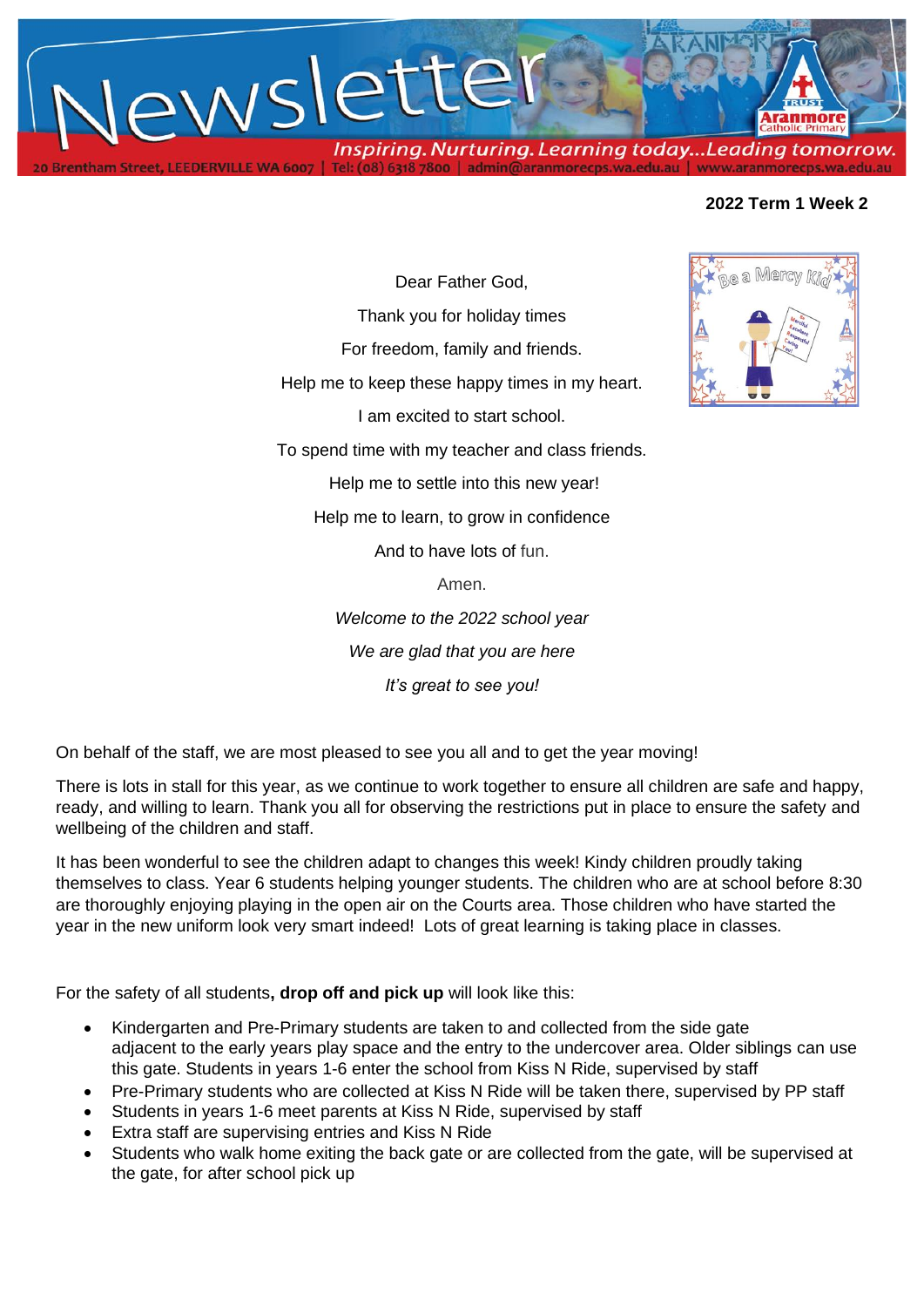# Newsletter

*Inspiring. Nurturing. Learning today...Leading tomorrow.*

20 Brentham Street, LEEDERVILLE WA 6007 | Tel: (08) 6318 7800 | admin@aranmorecps.wa.edu.au | www.aranmorecps.wa.edu.au

**2022 Term 1 Week 2**

Dear Father God,

Thank you for holiday times

For freedom, family and friends.

Help me to keep these happy times in my heart.

I am excited to start school.

To spend time with my teacher and class friends.

Help me to settle into this new year!

Help me to learn, to grow in confidence

And to have lots of fun.

Amen.

*Welcome to the 2022 school year*

*We are glad that you are here*

*It's great to see you!*

On behalf of the staff, we are most pleased to see you all and to get the year moving!

There is lots in stall for this year, as we continue to work together to ensure all children are safe and happy, ready, and willing to learn. Thank you all for observing the restrictions put in place to ensure the safety and wellbeing of the children and staff.

It has been wonderful to see the children adapt to changes this week! Kindy children proudly taking themselves to class. Year 6 students helping younger students. The children who are at school before 8:30 are thoroughly enjoying playing in the open air on the Courts area. Those children who have started the year in the new uniform look very smart indeed! Lots of great learning is taking place in classes.

For the safety of all students**, drop off and pick up** will look like this:

- Kindergarten and Pre-Primary students are taken to and collected from the side gate adjacent to the early years play space and the entry to the undercover area. Older siblings can use this gate. Students in years 1-6 enter the school from Kiss N Ride, supervised by staff
- Pre-Primary students who are collected at Kiss N Ride will be taken there, supervised by PP staff
- Students in years 1-6 meet parents at Kiss N Ride, supervised by staff
- Extra staff are supervising entries and Kiss N Ride
- Students who walk home exiting the back gate or are collected from the gate, will be supervised at the gate, for after school pick up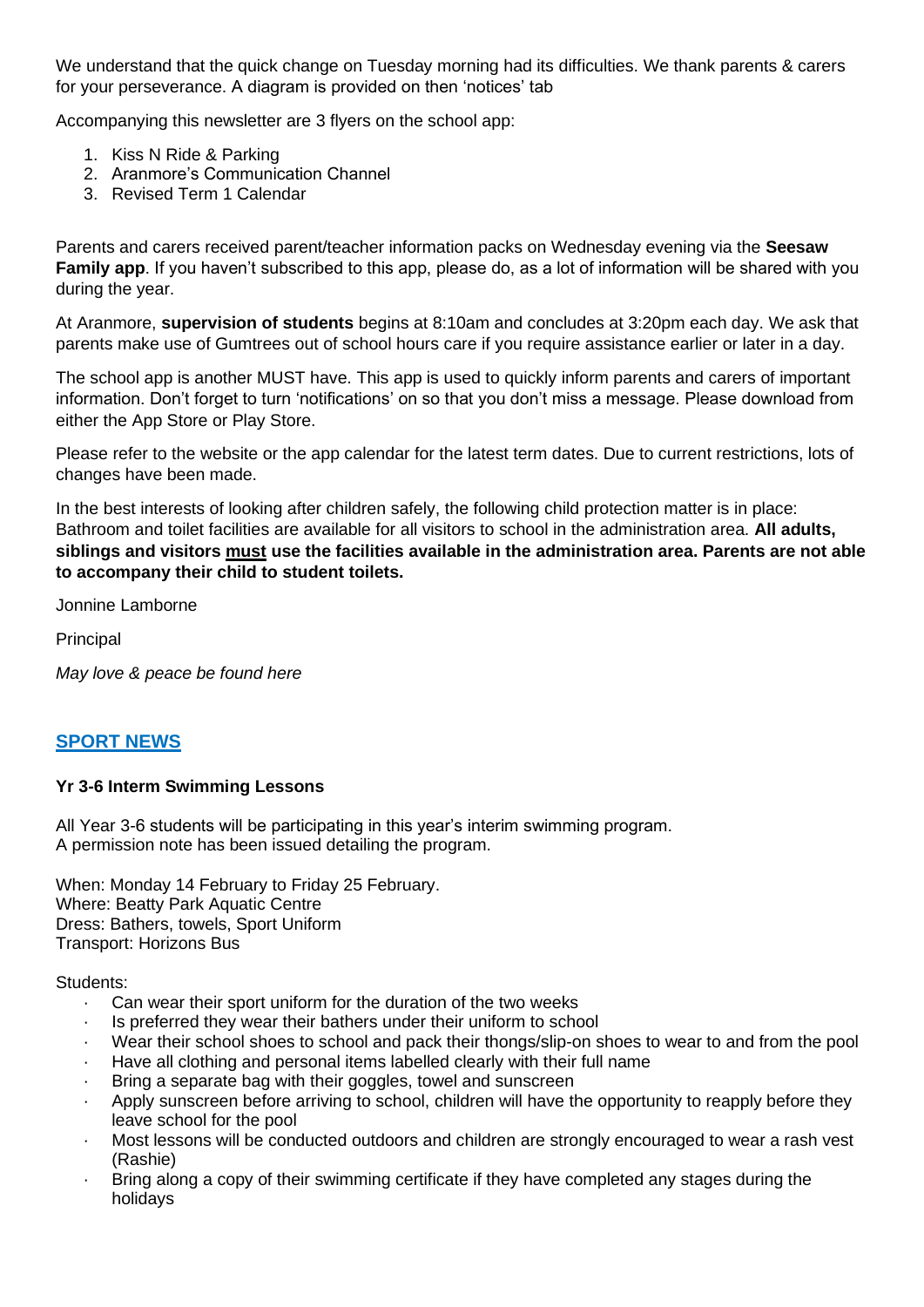We understand that the quick change on Tuesday morning had its difficulties. We thank parents & carers for your perseverance. A diagram is provided on then 'notices' tab

Accompanying this newsletter are 3 flyers on the school app:

1. Kiss N Ride & Parking
2. Aranmore's Communication Channel
3. Revised Term 1 Calendar

Parents and carers received parent/teacher information packs on Wednesday evening via the **Seesaw Family app**. If you haven't subscribed to this app, please do, as a lot of information will be shared with you during the year.

At Aranmore, **supervision of students** begins at 8:10am and concludes at 3:20pm each day. We ask that parents make use of Gumtrees out of school hours care if you require assistance earlier or later in a day.

The school app is another MUST have. This app is used to quickly inform parents and carers of important information. Don't forget to turn 'notifications' on so that you don't miss a message. Please download from either the App Store or Play Store.

Please refer to the website or the app calendar for the latest term dates. Due to current restrictions, lots of changes have been made.

In the best interests of looking after children safely, the following child protection matter is in place: Bathroom and toilet facilities are available for all visitors to school in the administration area. **All adults, siblings and visitors <u>must</u> use the facilities available in the administration area. Parents are not able to accompany their child to student toilets.**

Jonnine Lamborne

Principal

*May love & peace be found here*

## SPORT NEWS

**Yr 3-6 Interm Swimming Lessons**

All Year 3-6 students will be participating in this year's interim swimming program.
A permission note has been issued detailing the program.

When: Monday 14 February to Friday 25 February.
Where: Beatty Park Aquatic Centre
Dress: Bathers, towels, Sport Uniform
Transport: Horizons Bus

Students:

- Can wear their sport uniform for the duration of the two weeks
- Is preferred they wear their bathers under their uniform to school
- Wear their school shoes to school and pack their thongs/slip-on shoes to wear to and from the pool
- Have all clothing and personal items labelled clearly with their full name
- Bring a separate bag with their goggles, towel and sunscreen
- Apply sunscreen before arriving to school, children will have the opportunity to reapply before they leave school for the pool
- Most lessons will be conducted outdoors and children are strongly encouraged to wear a rash vest (Rashie)
- Bring along a copy of their swimming certificate if they have completed any stages during the holidays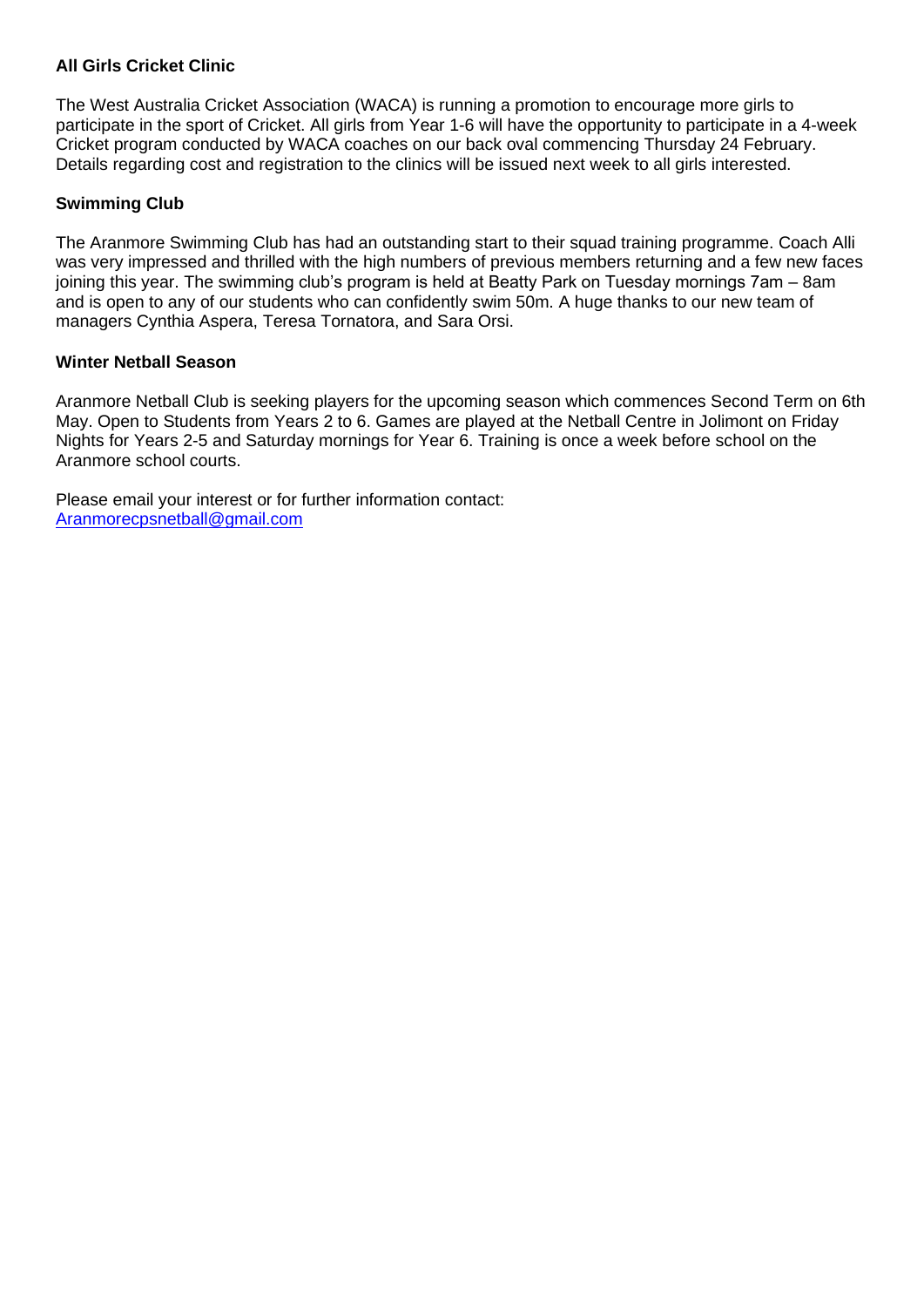**All Girls Cricket Clinic**

The West Australia Cricket Association (WACA) is running a promotion to encourage more girls to participate in the sport of Cricket. All girls from Year 1-6 will have the opportunity to participate in a 4-week Cricket program conducted by WACA coaches on our back oval commencing Thursday 24 February. Details regarding cost and registration to the clinics will be issued next week to all girls interested.

**Swimming Club**

The Aranmore Swimming Club has had an outstanding start to their squad training programme. Coach Alli was very impressed and thrilled with the high numbers of previous members returning and a few new faces joining this year. The swimming club's program is held at Beatty Park on Tuesday mornings 7am – 8am and is open to any of our students who can confidently swim 50m. A huge thanks to our new team of managers Cynthia Aspera, Teresa Tornatora, and Sara Orsi.

**Winter Netball Season**

Aranmore Netball Club is seeking players for the upcoming season which commences Second Term on 6th May. Open to Students from Years 2 to 6. Games are played at the Netball Centre in Jolimont on Friday Nights for Years 2-5 and Saturday mornings for Year 6. Training is once a week before school on the Aranmore school courts.

Please email your interest or for further information contact:
[Aranmorecpsnetball@gmail.com](mailto:Aranmorecpsnetball@gmail.com)